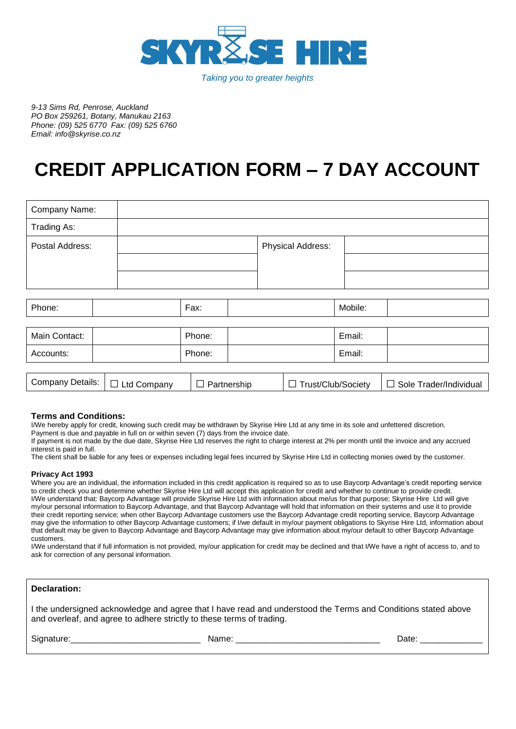# SKYRISE HIRE

*Taking you to greater heights*

*9-13 Sims Rd, Penrose, Auckland*
*PO Box 259261, Botany, Manukau 2163*
*Phone: (09) 525 6770 Fax: (09) 525 6760*
*Email: info@skyrise.co.nz*

# CREDIT APPLICATION FORM – 7 DAY ACCOUNT

| Company Name: | | | |
|---|---|---|---|
| Trading As: | | | |
| Postal Address: | | Physical Address: | |
| | | | |
| | | | |

| Phone: | | Fax: | | Mobile: | |
|---|---|---|---|---|---|

| Main Contact: | | Phone: | | Email: | |
|---|---|---|---|---|---|
| Accounts: | | Phone: | | Email: | |

| Company Details: | ☐ Ltd Company | ☐ Partnership | ☐ Trust/Club/Society | ☐ Sole Trader/Individual |
|---|---|---|---|---|

**Terms and Conditions:**

I/We hereby apply for credit, knowing such credit may be withdrawn by Skyrise Hire Ltd at any time in its sole and unfettered discretion.
Payment is due and payable in full on or within seven (7) days from the invoice date.
If payment is not made by the due date, Skyrise Hire Ltd reserves the right to charge interest at 2% per month until the invoice and any accrued interest is paid in full.
The client shall be liable for any fees or expenses including legal fees incurred by Skyrise Hire Ltd in collecting monies owed by the customer.

**Privacy Act 1993**

Where you are an individual, the information included in this credit application is required so as to use Baycorp Advantage's credit reporting service to credit check you and determine whether Skyrise Hire Ltd will accept this application for credit and whether to continue to provide credit.
I/We understand that: Baycorp Advantage will provide Skyrise Hire Ltd with information about me/us for that purpose; Skyrise Hire Ltd will give my/our personal information to Baycorp Advantage, and that Baycorp Advantage will hold that information on their systems and use it to provide their credit reporting service; when other Baycorp Advantage customers use the Baycorp Advantage credit reporting service, Baycorp Advantage may give the information to other Baycorp Advantage customers; if I/we default in my/our payment obligations to Skyrise Hire Ltd, information about that default may be given to Baycorp Advantage and Baycorp Advantage may give information about my/our default to other Baycorp Advantage customers.
I/We understand that if full information is not provided, my/our application for credit may be declined and that I/We have a right of access to, and to ask for correction of any personal information.

**Declaration:**

I the undersigned acknowledge and agree that I have read and understood the Terms and Conditions stated above and overleaf, and agree to adhere strictly to these terms of trading.

Signature:___________________________ Name: ______________________________ Date: _____________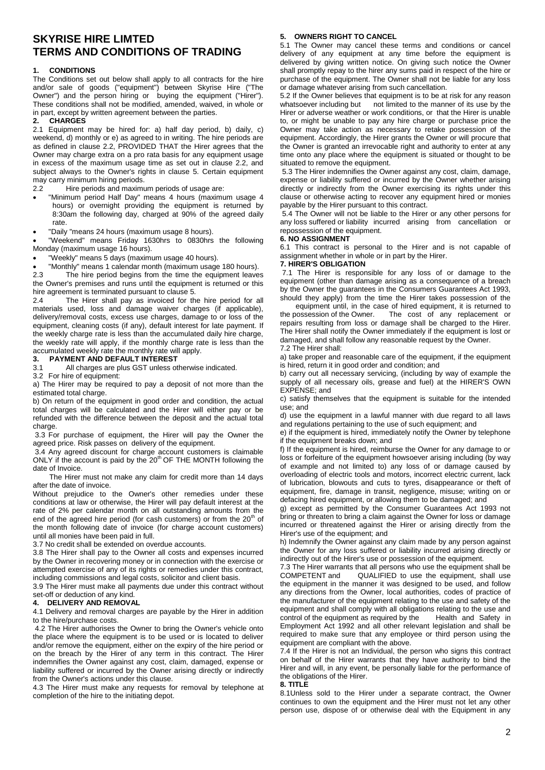# SKYRISE HIRE LIMTED
# TERMS AND CONDITIONS OF TRADING

## 1. CONDITIONS

The Conditions set out below shall apply to all contracts for the hire and/or sale of goods ("equipment") between Skyrise Hire ("The Owner") and the person hiring or buying the equipment ("Hirer"). These conditions shall not be modified, amended, waived, in whole or in part, except by written agreement between the parties.

## 2. CHARGES

2.1 Equipment may be hired for: a) half day period, b) daily, c) weekend, d) monthly or e) as agreed to in writing. The hire periods are as defined in clause 2.2, PROVIDED THAT the Hirer agrees that the Owner may charge extra on a pro rata basis for any equipment usage in excess of the maximum usage time as set out in clause 2.2, and subject always to the Owner's rights in clause 5. Certain equipment may carry minimum hiring periods.

2.2 Hire periods and maximum periods of usage are:

- "Minimum period Half Day" means 4 hours (maximum usage 4 hours) or overnight providing the equipment is returned by 8:30am the following day, charged at 90% of the agreed daily rate.
- "Daily "means 24 hours (maximum usage 8 hours).
- "Weekend" means Friday 1630hrs to 0830hrs the following Monday (maximum usage 16 hours).
- "Weekly" means 5 days (maximum usage 40 hours).
- "Monthly" means 1 calendar month (maximum usage 180 hours).

2.3 The hire period begins from the time the equipment leaves the Owner's premises and runs until the equipment is returned or this hire agreement is terminated pursuant to clause 5.

2.4 The Hirer shall pay as invoiced for the hire period for all materials used, loss and damage waiver charges (if applicable), delivery/removal costs, excess use charges, damage to or loss of the equipment, cleaning costs (if any), default interest for late payment. If the weekly charge rate is less than the accumulated daily hire charge, the weekly rate will apply, if the monthly charge rate is less than the accumulated weekly rate the monthly rate will apply.

## 3. PAYMENT AND DEFAULT INTEREST

3.1 All charges are plus GST unless otherwise indicated.

3.2 For hire of equipment:

a) The Hirer may be required to pay a deposit of not more than the estimated total charge.

b) On return of the equipment in good order and condition, the actual total charges will be calculated and the Hirer will either pay or be refunded with the difference between the deposit and the actual total charge.

3.3 For purchase of equipment, the Hirer will pay the Owner the agreed price. Risk passes on delivery of the equipment.

3.4 Any agreed discount for charge account customers is claimable ONLY if the account is paid by the 20th OF THE MONTH following the date of Invoice.

The Hirer must not make any claim for credit more than 14 days after the date of invoice.

Without prejudice to the Owner's other remedies under these conditions at law or otherwise, the Hirer will pay default interest at the rate of 2% per calendar month on all outstanding amounts from the end of the agreed hire period (for cash customers) or from the 20th of the month following date of invoice (for charge account customers) until all monies have been paid in full.

3.7 No credit shall be extended on overdue accounts.

3.8 The Hirer shall pay to the Owner all costs and expenses incurred by the Owner in recovering money or in connection with the exercise or attempted exercise of any of its rights or remedies under this contract, including commissions and legal costs, solicitor and client basis.

3.9 The Hirer must make all payments due under this contract without set-off or deduction of any kind.

## 4. DELIVERY AND REMOVAL

4.1 Delivery and removal charges are payable by the Hirer in addition to the hire/purchase costs.

4.2 The Hirer authorises the Owner to bring the Owner's vehicle onto the place where the equipment is to be used or is located to deliver and/or remove the equipment, either on the expiry of the hire period or on the breach by the Hirer of any term in this contract. The Hirer indemnifies the Owner against any cost, claim, damaged, expense or liability suffered or incurred by the Owner arising directly or indirectly from the Owner's actions under this clause.

4.3 The Hirer must make any requests for removal by telephone at completion of the hire to the initiating depot.

## 5. OWNERS RIGHT TO CANCEL

5.1 The Owner may cancel these terms and conditions or cancel delivery of any equipment at any time before the equipment is delivered by giving written notice. On giving such notice the Owner shall promptly repay to the hirer any sums paid in respect of the hire or purchase of the equipment. The Owner shall not be liable for any loss or damage whatever arising from such cancellation.

5.2 If the Owner believes that equipment is to be at risk for any reason whatsoever including but not limited to the manner of its use by the Hirer or adverse weather or work conditions, or that the Hirer is unable to, or might be unable to pay any hire charge or purchase price the Owner may take action as necessary to retake possession of the equipment. Accordingly, the Hirer grants the Owner or will procure that the Owner is granted an irrevocable right and authority to enter at any time onto any place where the equipment is situated or thought to be situated to remove the equipment.

5.3 The Hirer indemnifies the Owner against any cost, claim, damage, expense or liability suffered or incurred by the Owner whether arising directly or indirectly from the Owner exercising its rights under this clause or otherwise acting to recover any equipment hired or monies payable by the Hirer pursuant to this contract.

5.4 The Owner will not be liable to the Hirer or any other persons for any loss suffered or liability incurred arising from cancellation or repossession of the equipment.

## 6. NO ASSIGNMENT

6.1 This contract is personal to the Hirer and is not capable of assignment whether in whole or in part by the Hirer.

## 7. HIRER'S OBLIGATION

7.1 The Hirer is responsible for any loss of or damage to the equipment (other than damage arising as a consequence of a breach by the Owner the guarantees in the Consumers Guarantees Act 1993, should they apply) from the time the Hirer takes possession of the equipment until, in the case of hired equipment, it is returned to the possession of the Owner. The cost of any replacement or repairs resulting from loss or damage shall be charged to the Hirer. The Hirer shall notify the Owner immediately if the equipment is lost or damaged, and shall follow any reasonable request by the Owner.

7.2 The Hirer shall:

a) take proper and reasonable care of the equipment, if the equipment is hired, return it in good order and condition; and

b) carry out all necessary servicing, (including by way of example the supply of all necessary oils, grease and fuel) at the HIRER'S OWN EXPENSE; and

c) satisfy themselves that the equipment is suitable for the intended use; and

d) use the equipment in a lawful manner with due regard to all laws and regulations pertaining to the use of such equipment; and

e) if the equipment is hired, immediately notify the Owner by telephone if the equipment breaks down; and

f) If the equipment is hired, reimburse the Owner for any damage to or loss or forfeiture of the equipment howsoever arising including (by way of example and not limited to) any loss of or damage caused by overloading of electric tools and motors, incorrect electric current, lack of lubrication, blowouts and cuts to tyres, disappearance or theft of equipment, fire, damage in transit, negligence, misuse; writing on or defacing hired equipment, or allowing them to be damaged; and

g) except as permitted by the Consumer Guarantees Act 1993 not bring or threaten to bring a claim against the Owner for loss or damage incurred or threatened against the Hirer or arising directly from the Hirer's use of the equipment; and

h) Indemnify the Owner against any claim made by any person against the Owner for any loss suffered or liability incurred arising directly or indirectly out of the Hirer's use or possession of the equipment.

7.3 The Hirer warrants that all persons who use the equipment shall be COMPETENT and QUALIFIED to use the equipment, shall use the equipment in the manner it was designed to be used, and follow any directions from the Owner, local authorities, codes of practice of the manufacturer of the equipment relating to the use and safety of the equipment and shall comply with all obligations relating to the use and control of the equipment as required by the Health and Safety in Employment Act 1992 and all other relevant legislation and shall be required to make sure that any employee or third person using the equipment are compliant with the above.

7.4 If the Hirer is not an Individual, the person who signs this contract on behalf of the Hirer warrants that they have authority to bind the Hirer and will, in any event, be personally liable for the performance of the obligations of the Hirer.

## 8. TITLE

8.1Unless sold to the Hirer under a separate contract, the Owner continues to own the equipment and the Hirer must not let any other person use, dispose of or otherwise deal with the Equipment in any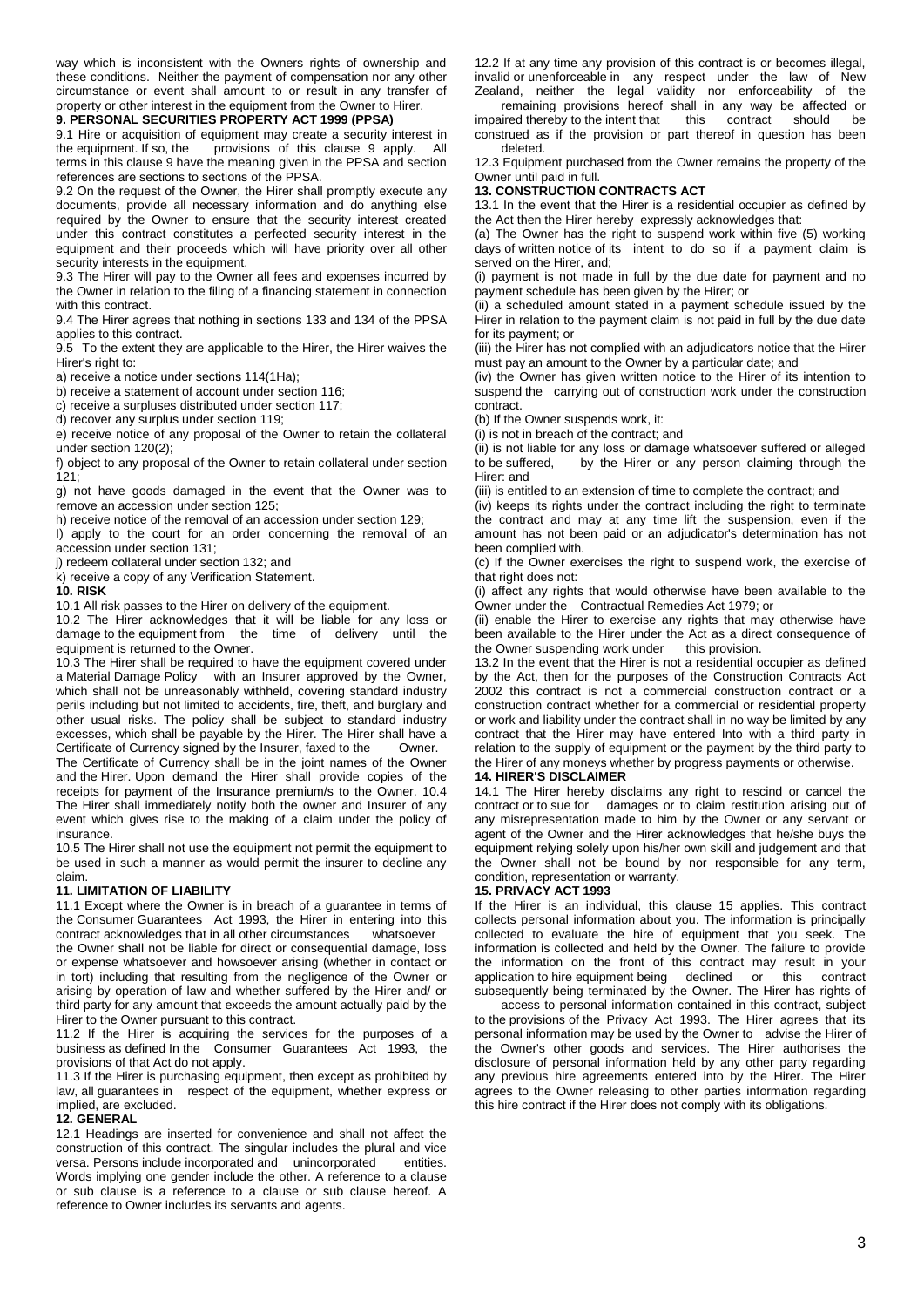way which is inconsistent with the Owners rights of ownership and these conditions. Neither the payment of compensation nor any other circumstance or event shall amount to or result in any transfer of property or other interest in the equipment from the Owner to Hirer.

**9. PERSONAL SECURITIES PROPERTY ACT 1999 (PPSA)**

9.1 Hire or acquisition of equipment may create a security interest in the equipment. If so, the provisions of this clause 9 apply. All terms in this clause 9 have the meaning given in the PPSA and section references are sections to sections of the PPSA.

9.2 On the request of the Owner, the Hirer shall promptly execute any documents, provide all necessary information and do anything else required by the Owner to ensure that the security interest created under this contract constitutes a perfected security interest in the equipment and their proceeds which will have priority over all other security interests in the equipment.

9.3 The Hirer will pay to the Owner all fees and expenses incurred by the Owner in relation to the filing of a financing statement in connection with this contract.

9.4 The Hirer agrees that nothing in sections 133 and 134 of the PPSA applies to this contract.

9.5 To the extent they are applicable to the Hirer, the Hirer waives the Hirer's right to:

a) receive a notice under sections 114(1Ha);

b) receive a statement of account under section 116;

c) receive a surpluses distributed under section 117;

d) recover any surplus under section 119;

e) receive notice of any proposal of the Owner to retain the collateral under section 120(2);

f) object to any proposal of the Owner to retain collateral under section 121;

g) not have goods damaged in the event that the Owner was to remove an accession under section 125;

h) receive notice of the removal of an accession under section 129;

I) apply to the court for an order concerning the removal of an accession under section 131;

j) redeem collateral under section 132; and

k) receive a copy of any Verification Statement.

**10. RISK**

10.1 All risk passes to the Hirer on delivery of the equipment.

10.2 The Hirer acknowledges that it will be liable for any loss or damage to the equipment from the time of delivery until the equipment is returned to the Owner.

10.3 The Hirer shall be required to have the equipment covered under a Material Damage Policy with an Insurer approved by the Owner, which shall not be unreasonably withheld, covering standard industry perils including but not limited to accidents, fire, theft, and burglary and other usual risks. The policy shall be subject to standard industry excesses, which shall be payable by the Hirer. The Hirer shall have a Certificate of Currency signed by the Insurer, faxed to the Owner.

The Certificate of Currency shall be in the joint names of the Owner and the Hirer. Upon demand the Hirer shall provide copies of the receipts for payment of the Insurance premium/s to the Owner. 10.4 The Hirer shall immediately notify both the owner and Insurer of any event which gives rise to the making of a claim under the policy of insurance.

10.5 The Hirer shall not use the equipment not permit the equipment to be used in such a manner as would permit the insurer to decline any claim.

**11. LIMITATION OF LIABILITY**

11.1 Except where the Owner is in breach of a guarantee in terms of the Consumer Guarantees Act 1993, the Hirer in entering into this contract acknowledges that in all other circumstances whatsoever the Owner shall not be liable for direct or consequential damage, loss or expense whatsoever and howsoever arising (whether in contact or in tort) including that resulting from the negligence of the Owner or arising by operation of law and whether suffered by the Hirer and/ or third party for any amount that exceeds the amount actually paid by the Hirer to the Owner pursuant to this contract.

11.2 If the Hirer is acquiring the services for the purposes of a business as defined In the Consumer Guarantees Act 1993, the provisions of that Act do not apply.

11.3 If the Hirer is purchasing equipment, then except as prohibited by law, all guarantees in respect of the equipment, whether express or implied, are excluded.

**12. GENERAL**

12.1 Headings are inserted for convenience and shall not affect the construction of this contract. The singular includes the plural and vice versa. Persons include incorporated and unincorporated entities. Words implying one gender include the other. A reference to a clause or sub clause is a reference to a clause or sub clause hereof. A reference to Owner includes its servants and agents.

12.2 If at any time any provision of this contract is or becomes illegal, invalid or unenforceable in any respect under the law of New Zealand, neither the legal validity nor enforceability of the remaining provisions hereof shall in any way be affected or impaired thereby to the intent that this contract should be construed as if the provision or part thereof in question has been deleted.

12.3 Equipment purchased from the Owner remains the property of the Owner until paid in full.

**13. CONSTRUCTION CONTRACTS ACT**

13.1 In the event that the Hirer is a residential occupier as defined by the Act then the Hirer hereby expressly acknowledges that:

(a) The Owner has the right to suspend work within five (5) working days of written notice of its intent to do so if a payment claim is served on the Hirer, and;

(i) payment is not made in full by the due date for payment and no payment schedule has been given by the Hirer; or

(ii) a scheduled amount stated in a payment schedule issued by the Hirer in relation to the payment claim is not paid in full by the due date for its payment; or

(iii) the Hirer has not complied with an adjudicators notice that the Hirer must pay an amount to the Owner by a particular date; and

(iv) the Owner has given written notice to the Hirer of its intention to suspend the carrying out of construction work under the construction contract.

(b) If the Owner suspends work, it:

(i) is not in breach of the contract; and

(ii) is not liable for any loss or damage whatsoever suffered or alleged to be suffered, by the Hirer or any person claiming through the Hirer: and

(iii) is entitled to an extension of time to complete the contract; and

(iv) keeps its rights under the contract including the right to terminate the contract and may at any time lift the suspension, even if the amount has not been paid or an adjudicator's determination has not been complied with.

(c) If the Owner exercises the right to suspend work, the exercise of that right does not:

(i) affect any rights that would otherwise have been available to the Owner under the Contractual Remedies Act 1979; or

(ii) enable the Hirer to exercise any rights that may otherwise have been available to the Hirer under the Act as a direct consequence of the Owner suspending work under this provision.

13.2 In the event that the Hirer is not a residential occupier as defined by the Act, then for the purposes of the Construction Contracts Act 2002 this contract is not a commercial construction contract or a construction contract whether for a commercial or residential property or work and liability under the contract shall in no way be limited by any contract that the Hirer may have entered Into with a third party in relation to the supply of equipment or the payment by the third party to the Hirer of any moneys whether by progress payments or otherwise.

**14. HIRER'S DISCLAIMER**

14.1 The Hirer hereby disclaims any right to rescind or cancel the contract or to sue for damages or to claim restitution arising out of any misrepresentation made to him by the Owner or any servant or agent of the Owner and the Hirer acknowledges that he/she buys the equipment relying solely upon his/her own skill and judgement and that the Owner shall not be bound by nor responsible for any term, condition, representation or warranty.

**15. PRIVACY ACT 1993**

If the Hirer is an individual, this clause 15 applies. This contract collects personal information about you. The information is principally collected to evaluate the hire of equipment that you seek. The information is collected and held by the Owner. The failure to provide the information on the front of this contract may result in your application to hire equipment being declined or this contract subsequently being terminated by the Owner. The Hirer has rights of access to personal information contained in this contract, subject to the provisions of the Privacy Act 1993. The Hirer agrees that its personal information may be used by the Owner to advise the Hirer of the Owner's other goods and services. The Hirer authorises the disclosure of personal information held by any other party regarding any previous hire agreements entered into by the Hirer. The Hirer agrees to the Owner releasing to other parties information regarding this hire contract if the Hirer does not comply with its obligations.